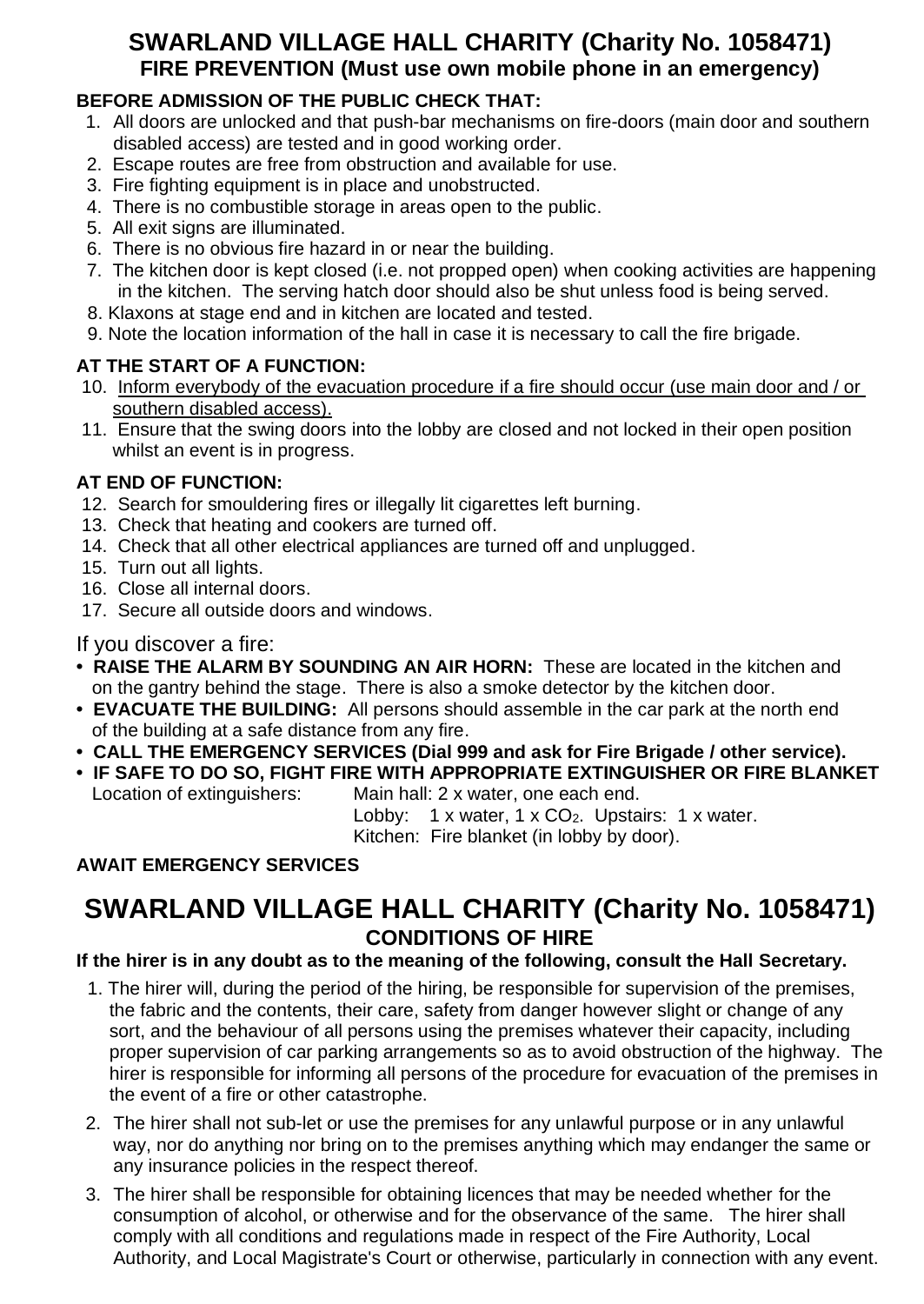# SWARLAND VILLAGE HALL CHARITY (Charity No. 1058471)

## FIRE PREVENTION (Must use own mobile phone in an emergency)

### BEFORE ADMISSION OF THE PUBLIC CHECK THAT:

1. All doors are unlocked and that push-bar mechanisms on fire-doors (main door and southern disabled access) are tested and in good working order.
2. Escape routes are free from obstruction and available for use.
3. Fire fighting equipment is in place and unobstructed.
4. There is no combustible storage in areas open to the public.
5. All exit signs are illuminated.
6. There is no obvious fire hazard in or near the building.
7. The kitchen door is kept closed (i.e. not propped open) when cooking activities are happening in the kitchen. The serving hatch door should also be shut unless food is being served.
8. Klaxons at stage end and in kitchen are located and tested.
9. Note the location information of the hall in case it is necessary to call the fire brigade.

### AT THE START OF A FUNCTION:

10. <u>Inform everybody of the evacuation procedure if a fire should occur (use main door and / or southern disabled access).</u>
11. Ensure that the swing doors into the lobby are closed and not locked in their open position whilst an event is in progress.

### AT END OF FUNCTION:

12. Search for smouldering fires or illegally lit cigarettes left burning.
13. Check that heating and cookers are turned off.
14. Check that all other electrical appliances are turned off and unplugged.
15. Turn out all lights.
16. Close all internal doors.
17. Secure all outside doors and windows.

If you discover a fire:

- **RAISE THE ALARM BY SOUNDING AN AIR HORN:** These are located in the kitchen and on the gantry behind the stage. There is also a smoke detector by the kitchen door.
- **EVACUATE THE BUILDING:** All persons should assemble in the car park at the north end of the building at a safe distance from any fire.
- **CALL THE EMERGENCY SERVICES (Dial 999 and ask for Fire Brigade / other service).**
- **IF SAFE TO DO SO, FIGHT FIRE WITH APPROPRIATE EXTINGUISHER OR FIRE BLANKET**

  Location of extinguishers: Main hall: 2 x water, one each end.
  Lobby: 1 x water, 1 x $CO_2$. Upstairs: 1 x water.
  Kitchen: Fire blanket (in lobby by door).

### AWAIT EMERGENCY SERVICES

# SWARLAND VILLAGE HALL CHARITY (Charity No. 1058471)

## CONDITIONS OF HIRE

**If the hirer is in any doubt as to the meaning of the following, consult the Hall Secretary.**

1. The hirer will, during the period of the hiring, be responsible for supervision of the premises, the fabric and the contents, their care, safety from danger however slight or change of any sort, and the behaviour of all persons using the premises whatever their capacity, including proper supervision of car parking arrangements so as to avoid obstruction of the highway. The hirer is responsible for informing all persons of the procedure for evacuation of the premises in the event of a fire or other catastrophe.
2. The hirer shall not sub-let or use the premises for any unlawful purpose or in any unlawful way, nor do anything nor bring on to the premises anything which may endanger the same or any insurance policies in the respect thereof.
3. The hirer shall be responsible for obtaining licences that may be needed whether for the consumption of alcohol, or otherwise and for the observance of the same. The hirer shall comply with all conditions and regulations made in respect of the Fire Authority, Local Authority, and Local Magistrate's Court or otherwise, particularly in connection with any event.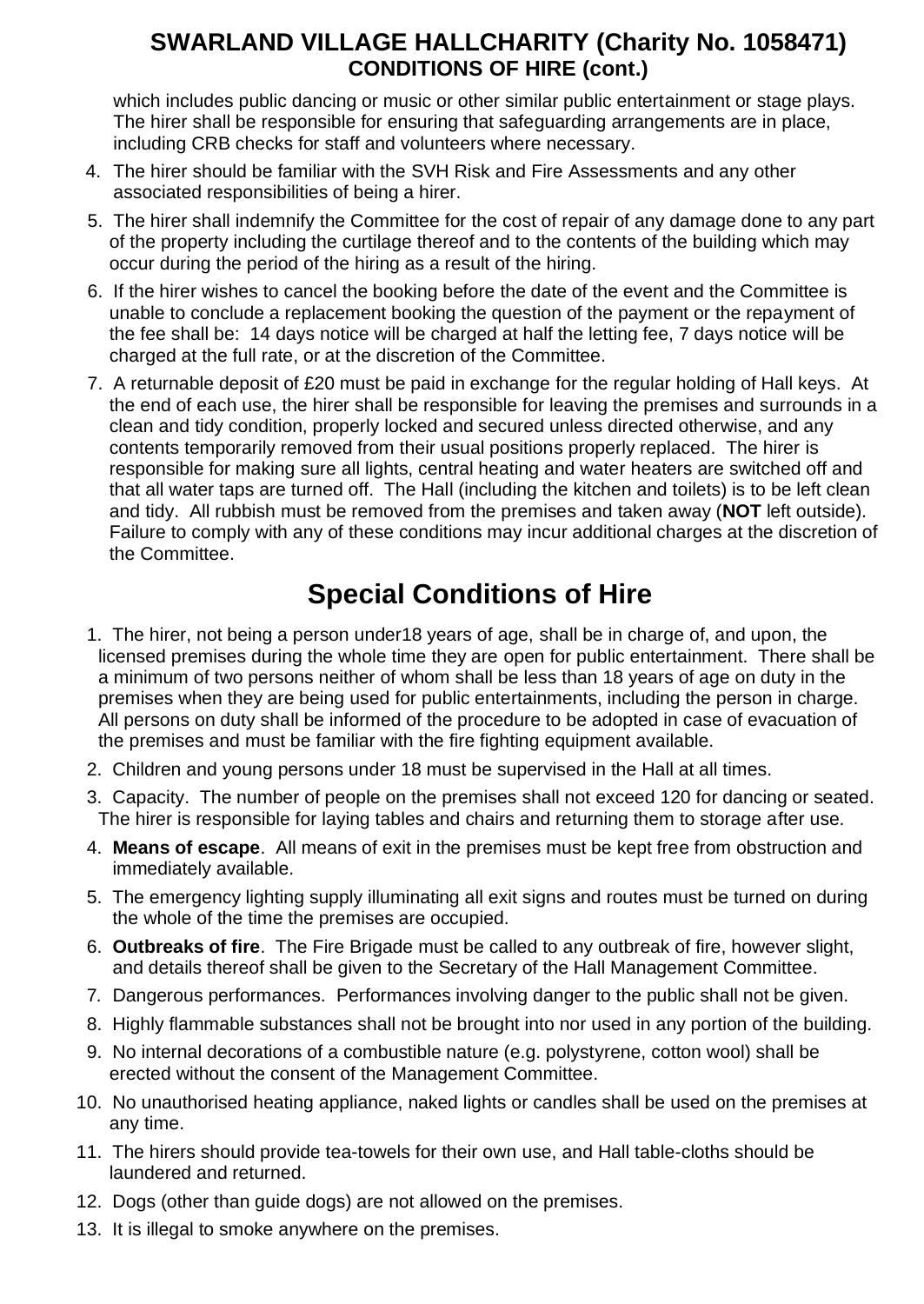## SWARLAND VILLAGE HALLCHARITY (Charity No. 1058471)
### CONDITIONS OF HIRE (cont.)

which includes public dancing or music or other similar public entertainment or stage plays. The hirer shall be responsible for ensuring that safeguarding arrangements are in place, including CRB checks for staff and volunteers where necessary.

4. The hirer should be familiar with the SVH Risk and Fire Assessments and any other associated responsibilities of being a hirer.
5. The hirer shall indemnify the Committee for the cost of repair of any damage done to any part of the property including the curtilage thereof and to the contents of the building which may occur during the period of the hiring as a result of the hiring.
6. If the hirer wishes to cancel the booking before the date of the event and the Committee is unable to conclude a replacement booking the question of the payment or the repayment of the fee shall be: 14 days notice will be charged at half the letting fee, 7 days notice will be charged at the full rate, or at the discretion of the Committee.
7. A returnable deposit of £20 must be paid in exchange for the regular holding of Hall keys. At the end of each use, the hirer shall be responsible for leaving the premises and surrounds in a clean and tidy condition, properly locked and secured unless directed otherwise, and any contents temporarily removed from their usual positions properly replaced. The hirer is responsible for making sure all lights, central heating and water heaters are switched off and that all water taps are turned off. The Hall (including the kitchen and toilets) is to be left clean and tidy. All rubbish must be removed from the premises and taken away (**NOT** left outside). Failure to comply with any of these conditions may incur additional charges at the discretion of the Committee.

# Special Conditions of Hire

1. The hirer, not being a person under18 years of age, shall be in charge of, and upon, the licensed premises during the whole time they are open for public entertainment. There shall be a minimum of two persons neither of whom shall be less than 18 years of age on duty in the premises when they are being used for public entertainments, including the person in charge. All persons on duty shall be informed of the procedure to be adopted in case of evacuation of the premises and must be familiar with the fire fighting equipment available.
2. Children and young persons under 18 must be supervised in the Hall at all times.
3. Capacity. The number of people on the premises shall not exceed 120 for dancing or seated. The hirer is responsible for laying tables and chairs and returning them to storage after use.
4. **Means of escape**. All means of exit in the premises must be kept free from obstruction and immediately available.
5. The emergency lighting supply illuminating all exit signs and routes must be turned on during the whole of the time the premises are occupied.
6. **Outbreaks of fire**. The Fire Brigade must be called to any outbreak of fire, however slight, and details thereof shall be given to the Secretary of the Hall Management Committee.
7. Dangerous performances. Performances involving danger to the public shall not be given.
8. Highly flammable substances shall not be brought into nor used in any portion of the building.
9. No internal decorations of a combustible nature (e.g. polystyrene, cotton wool) shall be erected without the consent of the Management Committee.
10. No unauthorised heating appliance, naked lights or candles shall be used on the premises at any time.
11. The hirers should provide tea-towels for their own use, and Hall table-cloths should be laundered and returned.
12. Dogs (other than guide dogs) are not allowed on the premises.
13. It is illegal to smoke anywhere on the premises.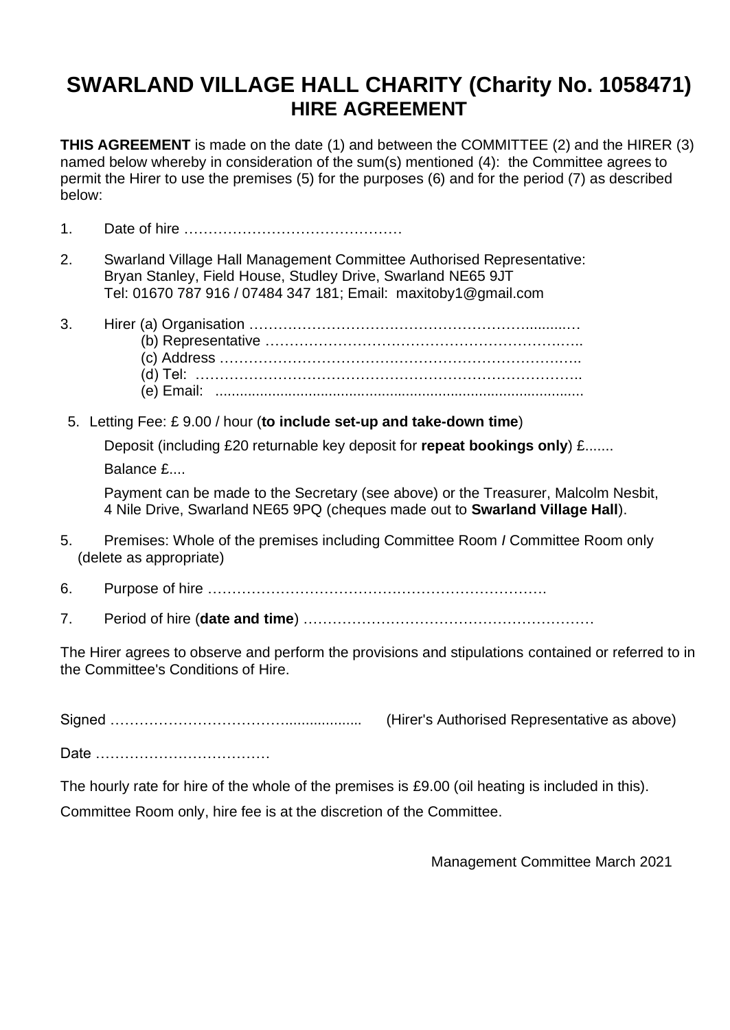# SWARLAND VILLAGE HALL CHARITY (Charity No. 1058471)
## HIRE AGREEMENT

**THIS AGREEMENT** is made on the date (1) and between the COMMITTEE (2) and the HIRER (3) named below whereby in consideration of the sum(s) mentioned (4): the Committee agrees to permit the Hirer to use the premises (5) for the purposes (6) and for the period (7) as described below:

1. Date of hire ………………………………………

2. Swarland Village Hall Management Committee Authorised Representative:
   Bryan Stanley, Field House, Studley Drive, Swarland NE65 9JT
   Tel: 01670 787 916 / 07484 347 181; Email: maxitoby1@gmail.com

3. Hirer (a) Organisation ……………………………………………………..........…
   (b) Representative ………………………………………………………….…..
   (c) Address …………………………………………………………….……..
   (d) Tel: ……………………………………………………………………..
   (e) Email: ..........................................................................................

5. Letting Fee: £ 9.00 / hour (**to include set-up and take-down time**)

   Deposit (including £20 returnable key deposit for **repeat bookings only**) £.......

   Balance £....

   Payment can be made to the Secretary (see above) or the Treasurer, Malcolm Nesbit, 4 Nile Drive, Swarland NE65 9PQ (cheques made out to **Swarland Village Hall**).

5. Premises: Whole of the premises including Committee Room **/** Committee Room only (delete as appropriate)

6. Purpose of hire ……………………………………………………………….

7. Period of hire (**date and time**) ……………………………………………………

The Hirer agrees to observe and perform the provisions and stipulations contained or referred to in the Committee's Conditions of Hire.

Signed ………………………………….................. (Hirer's Authorised Representative as above)

Date ………………………………

The hourly rate for hire of the whole of the premises is £9.00 (oil heating is included in this).

Committee Room only, hire fee is at the discretion of the Committee.

Management Committee March 2021